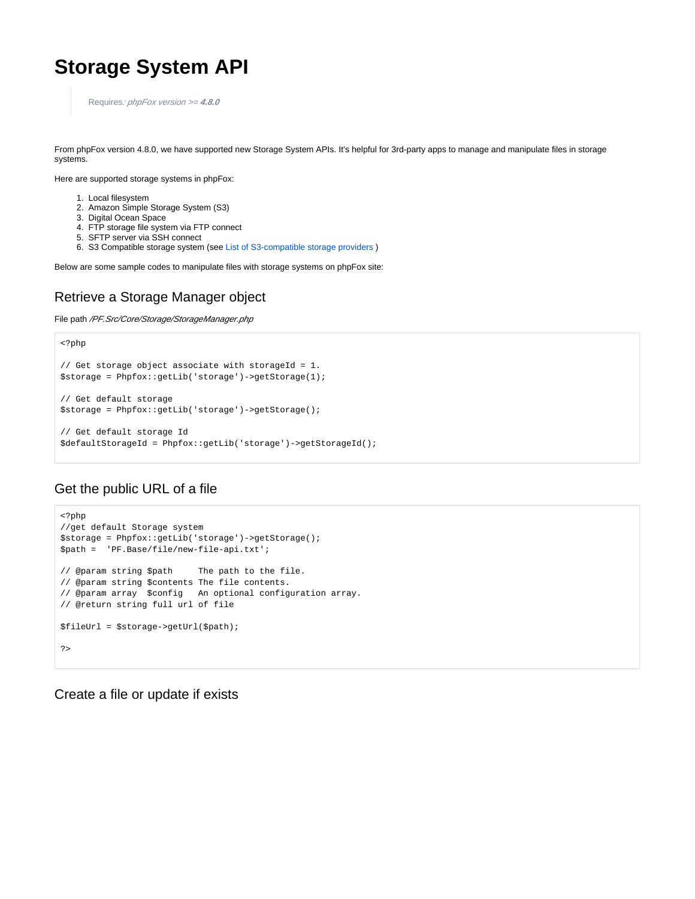# Storage System API

> Requires*: phpFox version >= **4.8.0***

From phpFox version 4.8.0, we have supported new Storage System APIs. It's helpful for 3rd-party apps to manage and manipulate files in storage systems.

Here are supported storage systems in phpFox:

1. Local filesystem
2. Amazon Simple Storage System (S3)
3. Digital Ocean Space
4. FTP storage file system via FTP connect
5. SFTP server via SSH connect
6. S3 Compatible storage system (see List of S3-compatible storage providers )

Below are some sample codes to manipulate files with storage systems on phpFox site:

## Retrieve a Storage Manager object

File path */PF.Src/Core/Storage/StorageManager.php*

```
<?php

// Get storage object associate with storageId = 1.
$storage = Phpfox::getLib('storage')->getStorage(1);

// Get default storage
$storage = Phpfox::getLib('storage')->getStorage();

// Get default storage Id
$defaultStorageId = Phpfox::getLib('storage')->getStorageId();
```

## Get the public URL of a file

```
<?php
//get default Storage system
$storage = Phpfox::getLib('storage')->getStorage();
$path =  'PF.Base/file/new-file-api.txt';

// @param string $path     The path to the file.
// @param string $contents The file contents.
// @param array  $config   An optional configuration array.
// @return string full url of file

$fileUrl = $storage->getUrl($path);

?>
```

## Create a file or update if exists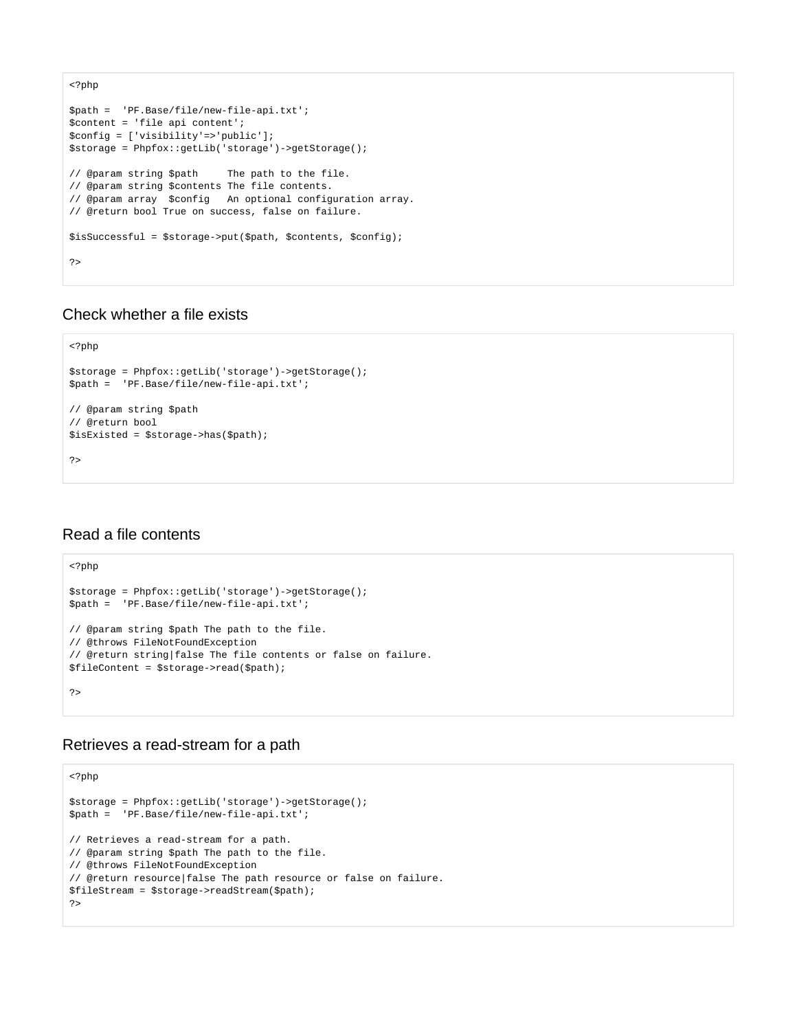```php
<?php

$path =  'PF.Base/file/new-file-api.txt';
$content = 'file api content';
$config = ['visibility'=>'public'];
$storage = Phpfox::getLib('storage')->getStorage();

// @param string $path     The path to the file.
// @param string $contents The file contents.
// @param array  $config   An optional configuration array.
// @return bool True on success, false on failure.

$isSuccessful = $storage->put($path, $contents, $config);

?>
```

### Check whether a file exists

```php
<?php

$storage = Phpfox::getLib('storage')->getStorage();
$path =  'PF.Base/file/new-file-api.txt';

// @param string $path
// @return bool
$isExisted = $storage->has($path);

?>
```

### Read a file contents

```php
<?php

$storage = Phpfox::getLib('storage')->getStorage();
$path =  'PF.Base/file/new-file-api.txt';

// @param string $path The path to the file.
// @throws FileNotFoundException
// @return string|false The file contents or false on failure.
$fileContent = $storage->read($path);

?>
```

### Retrieves a read-stream for a path

```php
<?php

$storage = Phpfox::getLib('storage')->getStorage();
$path =  'PF.Base/file/new-file-api.txt';

// Retrieves a read-stream for a path.
// @param string $path The path to the file.
// @throws FileNotFoundException
// @return resource|false The path resource or false on failure.
$fileStream = $storage->readStream($path);
?>
```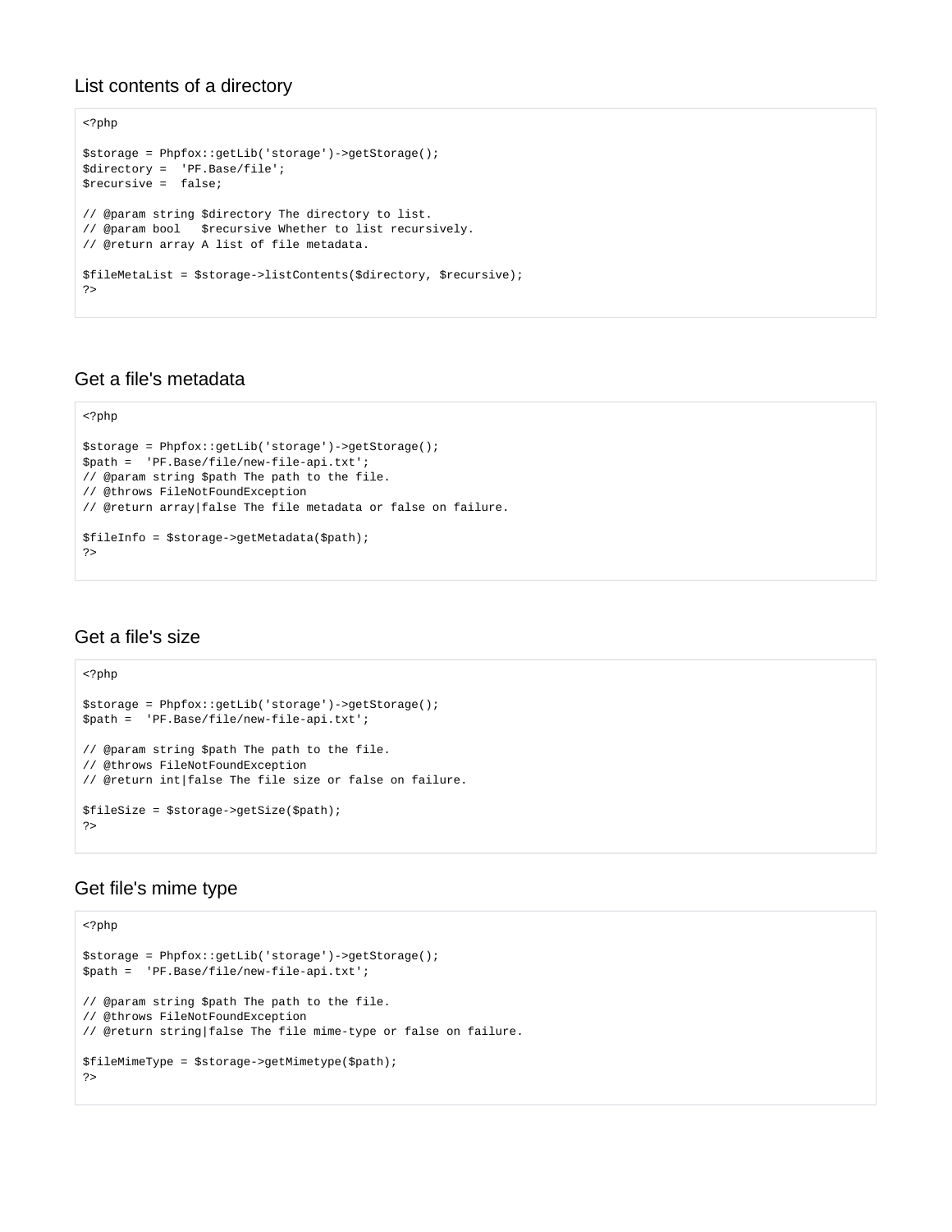### List contents of a directory

```php
<?php

$storage = Phpfox::getLib('storage')->getStorage();
$directory =  'PF.Base/file';
$recursive =  false;

// @param string $directory The directory to list.
// @param bool   $recursive Whether to list recursively.
// @return array A list of file metadata.

$fileMetaList = $storage->listContents($directory, $recursive);
?>
```

### Get a file's metadata

```php
<?php

$storage = Phpfox::getLib('storage')->getStorage();
$path =  'PF.Base/file/new-file-api.txt';
// @param string $path The path to the file.
// @throws FileNotFoundException
// @return array|false The file metadata or false on failure.

$fileInfo = $storage->getMetadata($path);
?>
```

### Get a file's size

```php
<?php

$storage = Phpfox::getLib('storage')->getStorage();
$path =  'PF.Base/file/new-file-api.txt';

// @param string $path The path to the file.
// @throws FileNotFoundException
// @return int|false The file size or false on failure.

$fileSize = $storage->getSize($path);
?>
```

### Get file's mime type

```php
<?php

$storage = Phpfox::getLib('storage')->getStorage();
$path =  'PF.Base/file/new-file-api.txt';

// @param string $path The path to the file.
// @throws FileNotFoundException
// @return string|false The file mime-type or false on failure.

$fileMimeType = $storage->getMimetype($path);
?>
```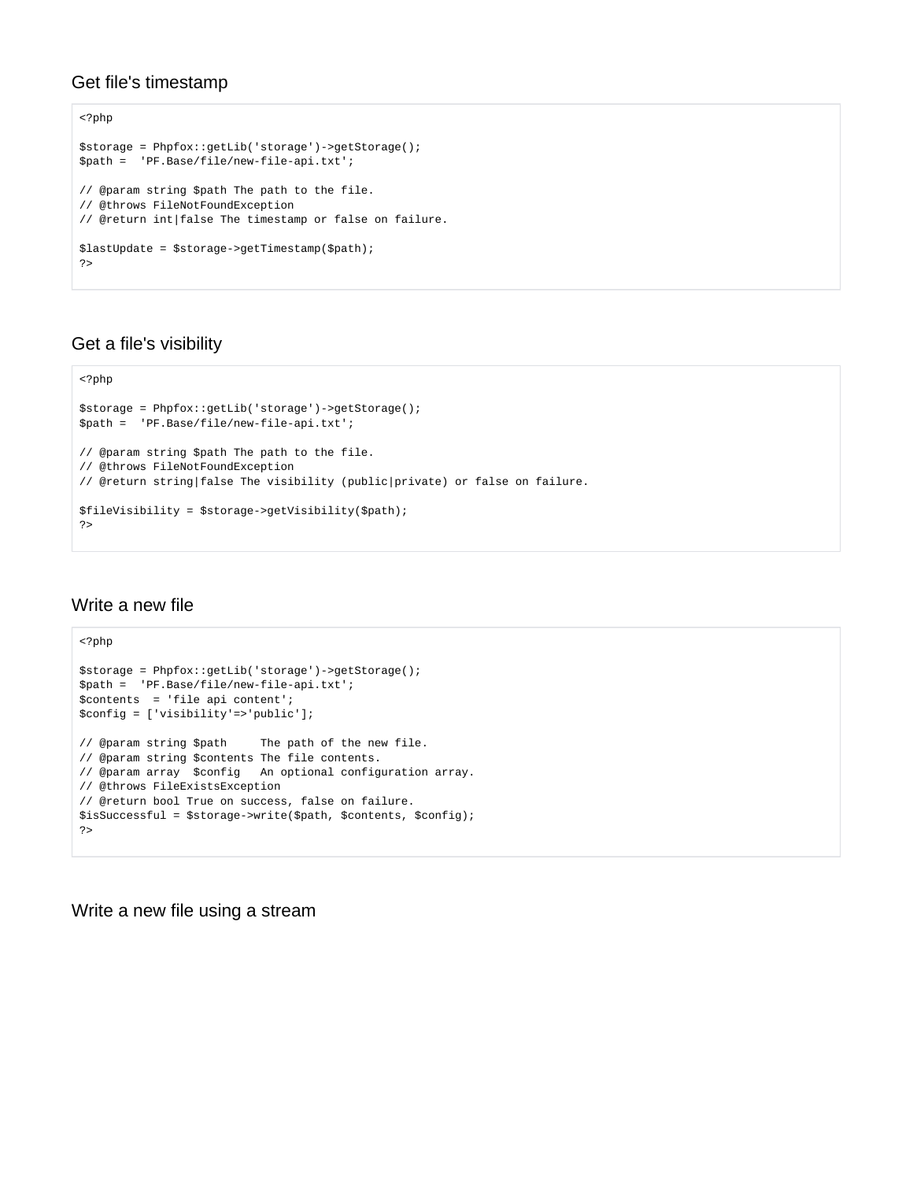### Get file's timestamp

```
<?php

$storage = Phpfox::getLib('storage')->getStorage();
$path =  'PF.Base/file/new-file-api.txt';

// @param string $path The path to the file.
// @throws FileNotFoundException
// @return int|false The timestamp or false on failure.

$lastUpdate = $storage->getTimestamp($path);
?>
```

### Get a file's visibility

```
<?php

$storage = Phpfox::getLib('storage')->getStorage();
$path =  'PF.Base/file/new-file-api.txt';

// @param string $path The path to the file.
// @throws FileNotFoundException
// @return string|false The visibility (public|private) or false on failure.

$fileVisibility = $storage->getVisibility($path);
?>
```

### Write a new file

```
<?php

$storage = Phpfox::getLib('storage')->getStorage();
$path =  'PF.Base/file/new-file-api.txt';
$contents  = 'file api content';
$config = ['visibility'=>'public'];

// @param string $path     The path of the new file.
// @param string $contents The file contents.
// @param array  $config   An optional configuration array.
// @throws FileExistsException
// @return bool True on success, false on failure.
$isSuccessful = $storage->write($path, $contents, $config);
?>
```

### Write a new file using a stream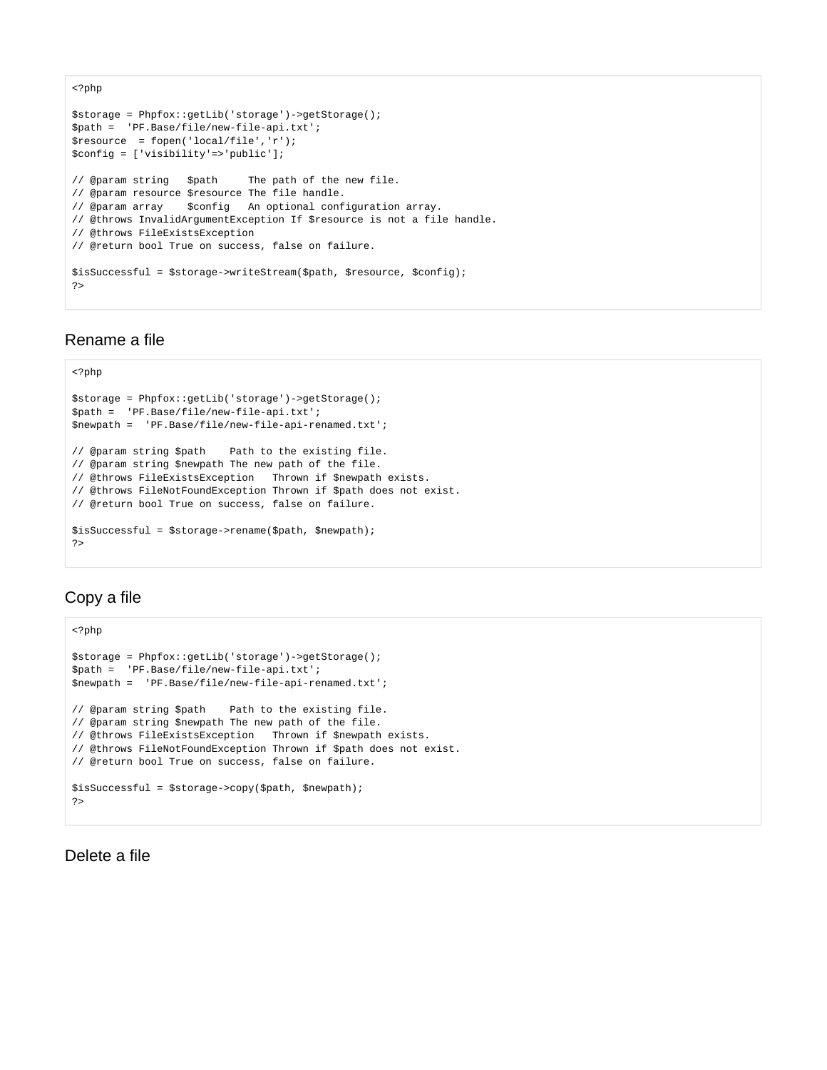```php
<?php

$storage = Phpfox::getLib('storage')->getStorage();
$path =  'PF.Base/file/new-file-api.txt';
$resource  = fopen('local/file','r');
$config = ['visibility'=>'public'];

// @param string   $path     The path of the new file.
// @param resource $resource The file handle.
// @param array    $config   An optional configuration array.
// @throws InvalidArgumentException If $resource is not a file handle.
// @throws FileExistsException
// @return bool True on success, false on failure.

$isSuccessful = $storage->writeStream($path, $resource, $config);
?>
```

## Rename a file

```php
<?php

$storage = Phpfox::getLib('storage')->getStorage();
$path =  'PF.Base/file/new-file-api.txt';
$newpath =  'PF.Base/file/new-file-api-renamed.txt';

// @param string $path    Path to the existing file.
// @param string $newpath The new path of the file.
// @throws FileExistsException   Thrown if $newpath exists.
// @throws FileNotFoundException Thrown if $path does not exist.
// @return bool True on success, false on failure.

$isSuccessful = $storage->rename($path, $newpath);
?>
```

## Copy a file

```php
<?php

$storage = Phpfox::getLib('storage')->getStorage();
$path =  'PF.Base/file/new-file-api.txt';
$newpath =  'PF.Base/file/new-file-api-renamed.txt';

// @param string $path    Path to the existing file.
// @param string $newpath The new path of the file.
// @throws FileExistsException   Thrown if $newpath exists.
// @throws FileNotFoundException Thrown if $path does not exist.
// @return bool True on success, false on failure.

$isSuccessful = $storage->copy($path, $newpath);
?>
```

## Delete a file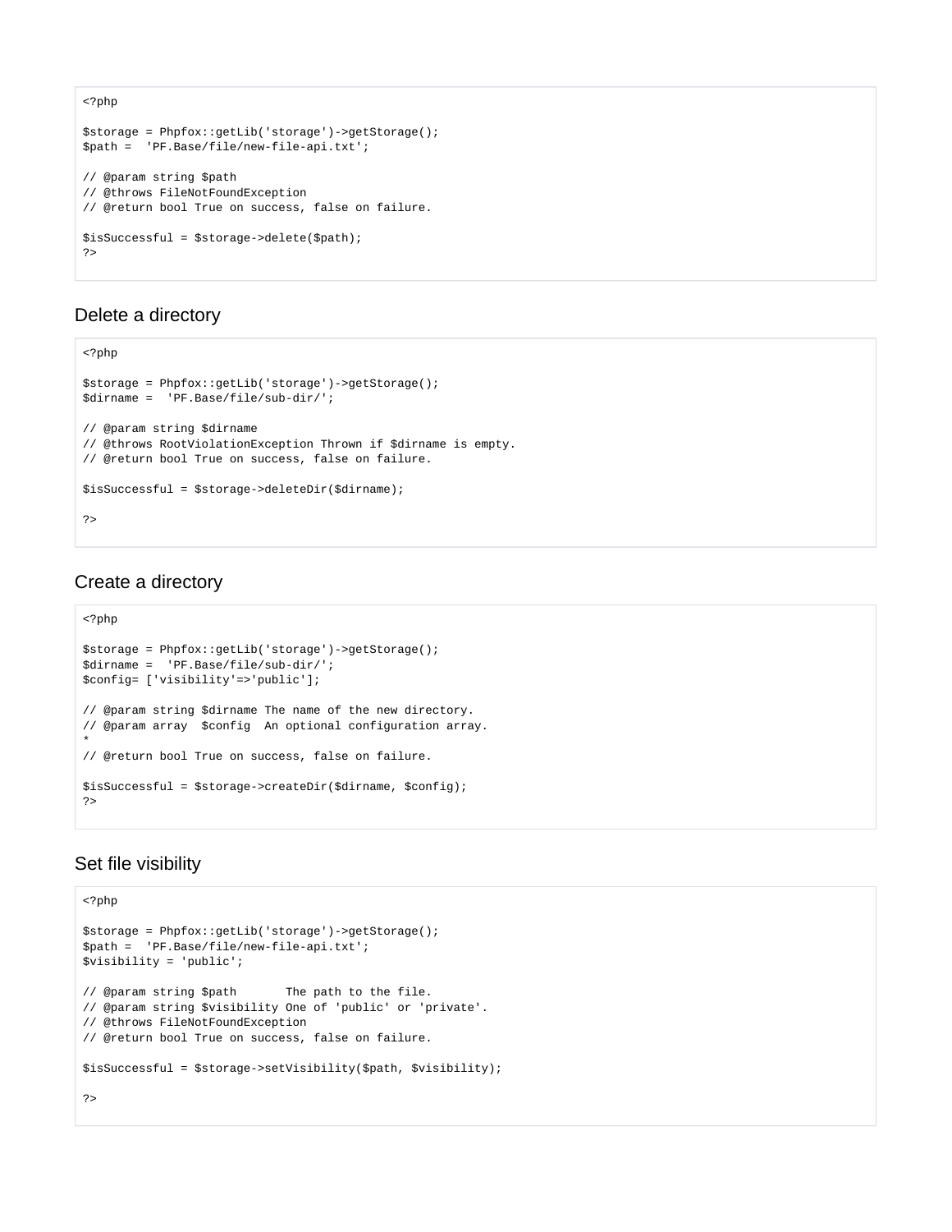```php
<?php

$storage = Phpfox::getLib('storage')->getStorage();
$path =  'PF.Base/file/new-file-api.txt';

// @param string $path
// @throws FileNotFoundException
// @return bool True on success, false on failure.

$isSuccessful = $storage->delete($path);
?>
```

### Delete a directory

```php
<?php

$storage = Phpfox::getLib('storage')->getStorage();
$dirname =  'PF.Base/file/sub-dir/';

// @param string $dirname
// @throws RootViolationException Thrown if $dirname is empty.
// @return bool True on success, false on failure.

$isSuccessful = $storage->deleteDir($dirname);

?>
```

### Create a directory

```php
<?php

$storage = Phpfox::getLib('storage')->getStorage();
$dirname =  'PF.Base/file/sub-dir/';
$config= ['visibility'=>'public'];

// @param string $dirname The name of the new directory.
// @param array  $config  An optional configuration array.
*
// @return bool True on success, false on failure.

$isSuccessful = $storage->createDir($dirname, $config);
?>
```

### Set file visibility

```php
<?php

$storage = Phpfox::getLib('storage')->getStorage();
$path =  'PF.Base/file/new-file-api.txt';
$visibility = 'public';

// @param string $path       The path to the file.
// @param string $visibility One of 'public' or 'private'.
// @throws FileNotFoundException
// @return bool True on success, false on failure.

$isSuccessful = $storage->setVisibility($path, $visibility);

?>
```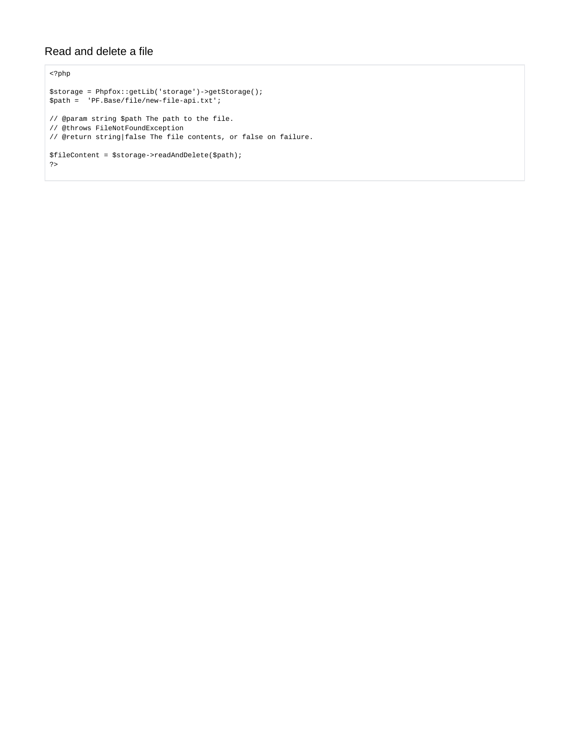## Read and delete a file

```php
<?php

$storage = Phpfox::getLib('storage')->getStorage();
$path =  'PF.Base/file/new-file-api.txt';

// @param string $path The path to the file.
// @throws FileNotFoundException
// @return string|false The file contents, or false on failure.

$fileContent = $storage->readAndDelete($path);
?>
```